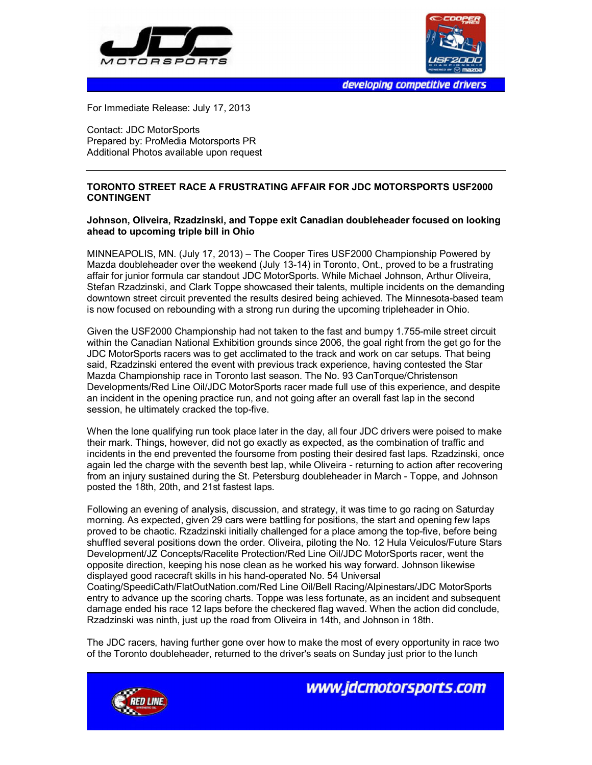For Immediate Release: July 17, 2013

Contact: JDC MotorSports
Prepared by: ProMedia Motorsports PR
Additional Photos available upon request

---

**TORONTO STREET RACE A FRUSTRATING AFFAIR FOR JDC MOTORSPORTS USF2000 CONTINGENT**

**Johnson, Oliveira, Rzadzinski, and Toppe exit Canadian doubleheader focused on looking ahead to upcoming triple bill in Ohio**

MINNEAPOLIS, MN. (July 17, 2013) – The Cooper Tires USF2000 Championship Powered by Mazda doubleheader over the weekend (July 13-14) in Toronto, Ont., proved to be a frustrating affair for junior formula car standout JDC MotorSports. While Michael Johnson, Arthur Oliveira, Stefan Rzadzinski, and Clark Toppe showcased their talents, multiple incidents on the demanding downtown street circuit prevented the results desired being achieved. The Minnesota-based team is now focused on rebounding with a strong run during the upcoming tripleheader in Ohio.

Given the USF2000 Championship had not taken to the fast and bumpy 1.755-mile street circuit within the Canadian National Exhibition grounds since 2006, the goal right from the get go for the JDC MotorSports racers was to get acclimated to the track and work on car setups. That being said, Rzadzinski entered the event with previous track experience, having contested the Star Mazda Championship race in Toronto last season. The No. 93 CanTorque/Christenson Developments/Red Line Oil/JDC MotorSports racer made full use of this experience, and despite an incident in the opening practice run, and not going after an overall fast lap in the second session, he ultimately cracked the top-five.

When the lone qualifying run took place later in the day, all four JDC drivers were poised to make their mark. Things, however, did not go exactly as expected, as the combination of traffic and incidents in the end prevented the foursome from posting their desired fast laps. Rzadzinski, once again led the charge with the seventh best lap, while Oliveira - returning to action after recovering from an injury sustained during the St. Petersburg doubleheader in March - Toppe, and Johnson posted the 18th, 20th, and 21st fastest laps.

Following an evening of analysis, discussion, and strategy, it was time to go racing on Saturday morning. As expected, given 29 cars were battling for positions, the start and opening few laps proved to be chaotic. Rzadzinski initially challenged for a place among the top-five, before being shuffled several positions down the order. Oliveira, piloting the No. 12 Hula Veiculos/Future Stars Development/JZ Concepts/Racelite Protection/Red Line Oil/JDC MotorSports racer, went the opposite direction, keeping his nose clean as he worked his way forward. Johnson likewise displayed good racecraft skills in his hand-operated No. 54 Universal Coating/SpeediCath/FlatOutNation.com/Red Line Oil/Bell Racing/Alpinestars/JDC MotorSports entry to advance up the scoring charts. Toppe was less fortunate, as an incident and subsequent damage ended his race 12 laps before the checkered flag waved. When the action did conclude, Rzadzinski was ninth, just up the road from Oliveira in 14th, and Johnson in 18th.

The JDC racers, having further gone over how to make the most of every opportunity in race two of the Toronto doubleheader, returned to the driver's seats on Sunday just prior to the lunch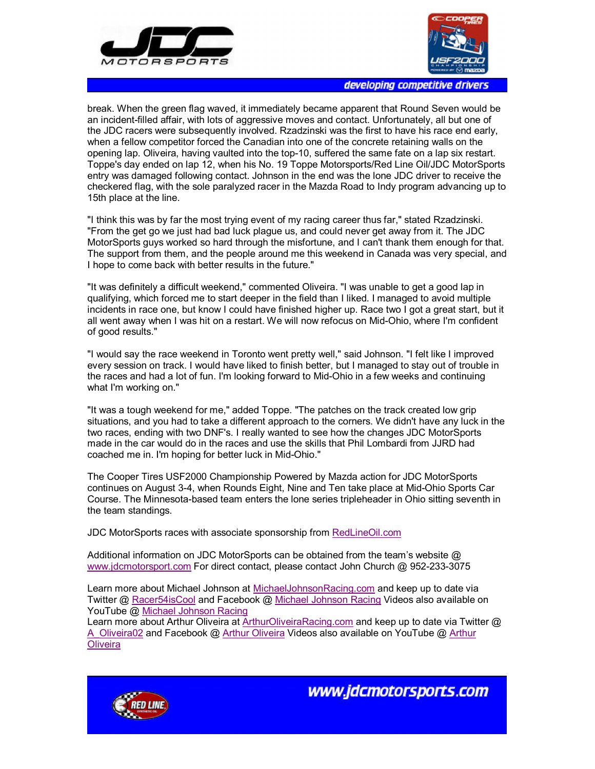break. When the green flag waved, it immediately became apparent that Round Seven would be an incident-filled affair, with lots of aggressive moves and contact. Unfortunately, all but one of the JDC racers were subsequently involved. Rzadzinski was the first to have his race end early, when a fellow competitor forced the Canadian into one of the concrete retaining walls on the opening lap. Oliveira, having vaulted into the top-10, suffered the same fate on a lap six restart. Toppe's day ended on lap 12, when his No. 19 Toppe Motorsports/Red Line Oil/JDC MotorSports entry was damaged following contact. Johnson in the end was the lone JDC driver to receive the checkered flag, with the sole paralyzed racer in the Mazda Road to Indy program advancing up to 15th place at the line.

"I think this was by far the most trying event of my racing career thus far," stated Rzadzinski. "From the get go we just had bad luck plague us, and could never get away from it. The JDC MotorSports guys worked so hard through the misfortune, and I can't thank them enough for that. The support from them, and the people around me this weekend in Canada was very special, and I hope to come back with better results in the future."

"It was definitely a difficult weekend," commented Oliveira. "I was unable to get a good lap in qualifying, which forced me to start deeper in the field than I liked. I managed to avoid multiple incidents in race one, but know I could have finished higher up. Race two I got a great start, but it all went away when I was hit on a restart. We will now refocus on Mid-Ohio, where I'm confident of good results."

"I would say the race weekend in Toronto went pretty well," said Johnson. "I felt like I improved every session on track. I would have liked to finish better, but I managed to stay out of trouble in the races and had a lot of fun. I'm looking forward to Mid-Ohio in a few weeks and continuing what I'm working on."

"It was a tough weekend for me," added Toppe. "The patches on the track created low grip situations, and you had to take a different approach to the corners. We didn't have any luck in the two races, ending with two DNF's. I really wanted to see how the changes JDC MotorSports made in the car would do in the races and use the skills that Phil Lombardi from JJRD had coached me in. I'm hoping for better luck in Mid-Ohio."

The Cooper Tires USF2000 Championship Powered by Mazda action for JDC MotorSports continues on August 3-4, when Rounds Eight, Nine and Ten take place at Mid-Ohio Sports Car Course. The Minnesota-based team enters the lone series tripleheader in Ohio sitting seventh in the team standings.

JDC MotorSports races with associate sponsorship from RedLineOil.com

Additional information on JDC MotorSports can be obtained from the team's website @ www.jdcmotorsport.com For direct contact, please contact John Church @ 952-233-3075

Learn more about Michael Johnson at MichaelJohnsonRacing.com and keep up to date via Twitter @ Racer54isCool and Facebook @ Michael Johnson Racing Videos also available on YouTube @ Michael Johnson Racing
Learn more about Arthur Oliveira at ArthurOliveiraRacing.com and keep up to date via Twitter @ A_Oliveira02 and Facebook @ Arthur Oliveira Videos also available on YouTube @ Arthur Oliveira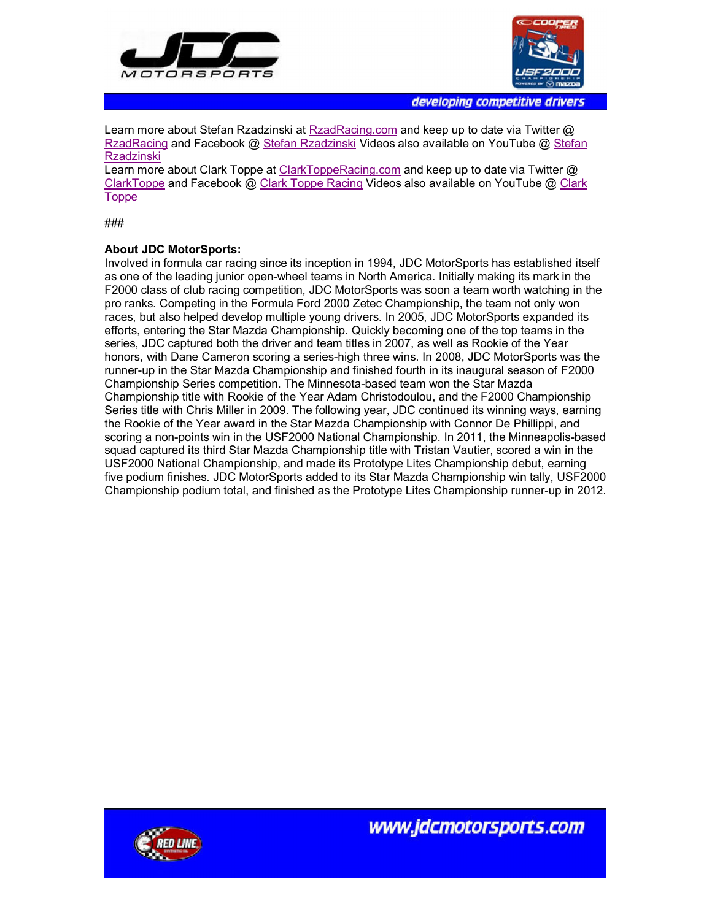Learn more about Stefan Rzadzinski at RzadRacing.com and keep up to date via Twitter @ RzadRacing and Facebook @ Stefan Rzadzinski Videos also available on YouTube @ Stefan Rzadzinski
Learn more about Clark Toppe at ClarkToppeRacing.com and keep up to date via Twitter @ ClarkToppe and Facebook @ Clark Toppe Racing Videos also available on YouTube @ Clark Toppe

###

**About JDC MotorSports:**
Involved in formula car racing since its inception in 1994, JDC MotorSports has established itself as one of the leading junior open-wheel teams in North America. Initially making its mark in the F2000 class of club racing competition, JDC MotorSports was soon a team worth watching in the pro ranks. Competing in the Formula Ford 2000 Zetec Championship, the team not only won races, but also helped develop multiple young drivers. In 2005, JDC MotorSports expanded its efforts, entering the Star Mazda Championship. Quickly becoming one of the top teams in the series, JDC captured both the driver and team titles in 2007, as well as Rookie of the Year honors, with Dane Cameron scoring a series-high three wins. In 2008, JDC MotorSports was the runner-up in the Star Mazda Championship and finished fourth in its inaugural season of F2000 Championship Series competition. The Minnesota-based team won the Star Mazda Championship title with Rookie of the Year Adam Christodoulou, and the F2000 Championship Series title with Chris Miller in 2009. The following year, JDC continued its winning ways, earning the Rookie of the Year award in the Star Mazda Championship with Connor De Phillippi, and scoring a non-points win in the USF2000 National Championship. In 2011, the Minneapolis-based squad captured its third Star Mazda Championship title with Tristan Vautier, scored a win in the USF2000 National Championship, and made its Prototype Lites Championship debut, earning five podium finishes. JDC MotorSports added to its Star Mazda Championship win tally, USF2000 Championship podium total, and finished as the Prototype Lites Championship runner-up in 2012.